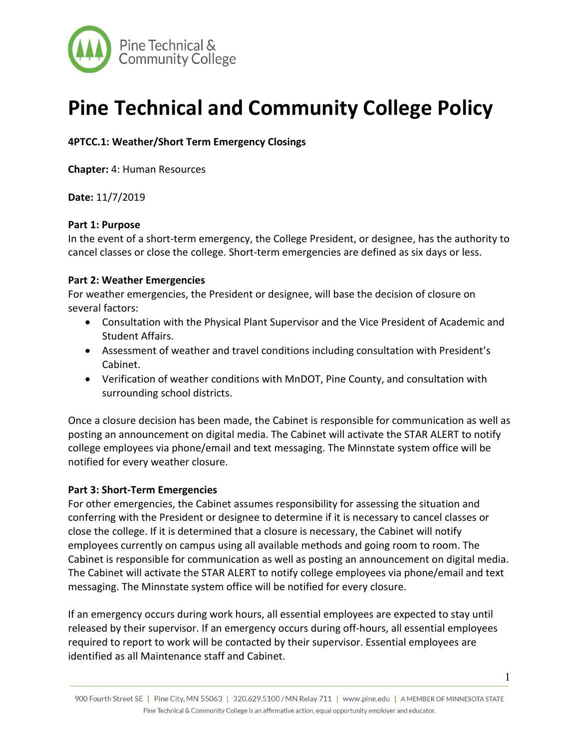# Pine Technical and Community College Policy

**4PTCC.1: Weather/Short Term Emergency Closings**

**Chapter:** 4: Human Resources

**Date:** 11/7/2019

**Part 1: Purpose**
In the event of a short-term emergency, the College President, or designee, has the authority to cancel classes or close the college. Short-term emergencies are defined as six days or less.

**Part 2: Weather Emergencies**
For weather emergencies, the President or designee, will base the decision of closure on several factors:

- Consultation with the Physical Plant Supervisor and the Vice President of Academic and Student Affairs.
- Assessment of weather and travel conditions including consultation with President's Cabinet.
- Verification of weather conditions with MnDOT, Pine County, and consultation with surrounding school districts.

Once a closure decision has been made, the Cabinet is responsible for communication as well as posting an announcement on digital media. The Cabinet will activate the STAR ALERT to notify college employees via phone/email and text messaging. The Minnstate system office will be notified for every weather closure.

**Part 3: Short-Term Emergencies**
For other emergencies, the Cabinet assumes responsibility for assessing the situation and conferring with the President or designee to determine if it is necessary to cancel classes or close the college. If it is determined that a closure is necessary, the Cabinet will notify employees currently on campus using all available methods and going room to room. The Cabinet is responsible for communication as well as posting an announcement on digital media. The Cabinet will activate the STAR ALERT to notify college employees via phone/email and text messaging. The Minnstate system office will be notified for every closure.

If an emergency occurs during work hours, all essential employees are expected to stay until released by their supervisor. If an emergency occurs during off-hours, all essential employees required to report to work will be contacted by their supervisor. Essential employees are identified as all Maintenance staff and Cabinet.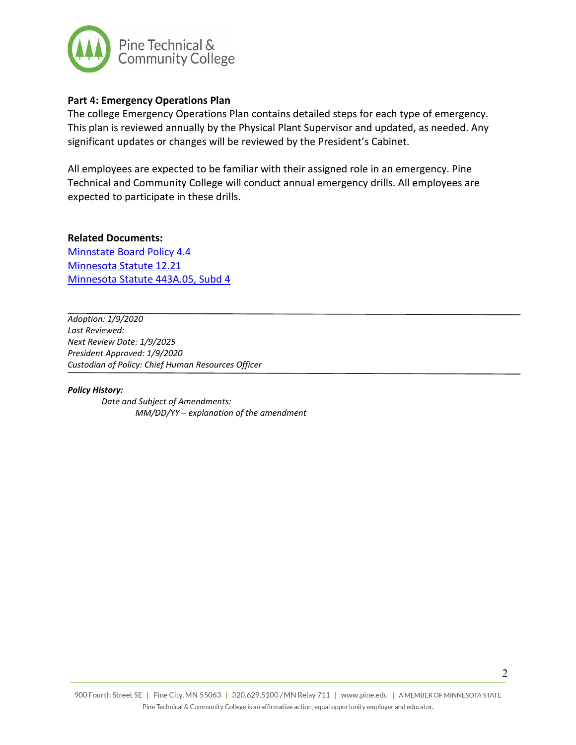**Part 4: Emergency Operations Plan**

The college Emergency Operations Plan contains detailed steps for each type of emergency. This plan is reviewed annually by the Physical Plant Supervisor and updated, as needed. Any significant updates or changes will be reviewed by the President's Cabinet.

All employees are expected to be familiar with their assigned role in an emergency. Pine Technical and Community College will conduct annual emergency drills. All employees are expected to participate in these drills.

**Related Documents:**

Minnstate Board Policy 4.4
Minnesota Statute 12.21
Minnesota Statute 443A.05, Subd 4

---

*Adoption: 1/9/2020*
*Last Reviewed:*
*Next Review Date: 1/9/2025*
*President Approved: 1/9/2020*
*Custodian of Policy: Chief Human Resources Officer*

---

***Policy History:***

*Date and Subject of Amendments:*

*MM/DD/YY – explanation of the amendment*